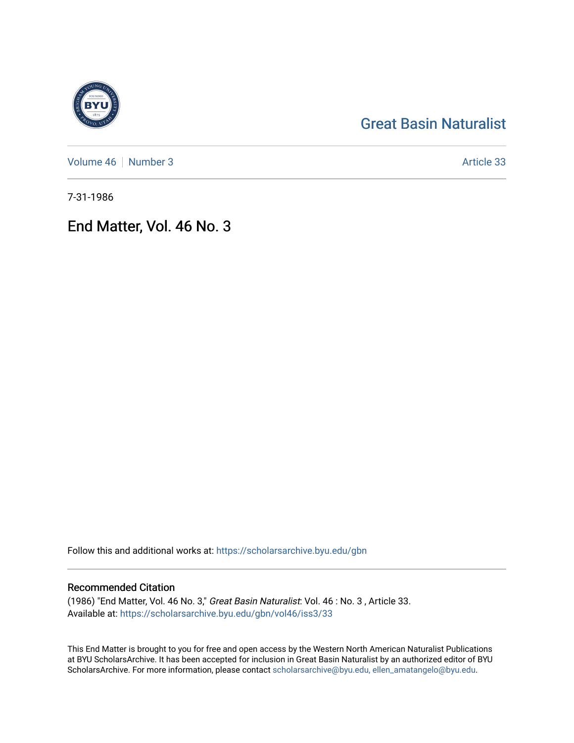Great Basin Naturalist

Volume 46 | Number 3

Article 33

7-31-1986

# End Matter, Vol. 46 No. 3

Follow this and additional works at: https://scholarsarchive.byu.edu/gbn

## Recommended Citation

(1986) "End Matter, Vol. 46 No. 3," *Great Basin Naturalist*: Vol. 46 : No. 3 , Article 33.
Available at: https://scholarsarchive.byu.edu/gbn/vol46/iss3/33

This End Matter is brought to you for free and open access by the Western North American Naturalist Publications at BYU ScholarsArchive. It has been accepted for inclusion in Great Basin Naturalist by an authorized editor of BYU ScholarsArchive. For more information, please contact scholarsarchive@byu.edu, ellen_amatangelo@byu.edu.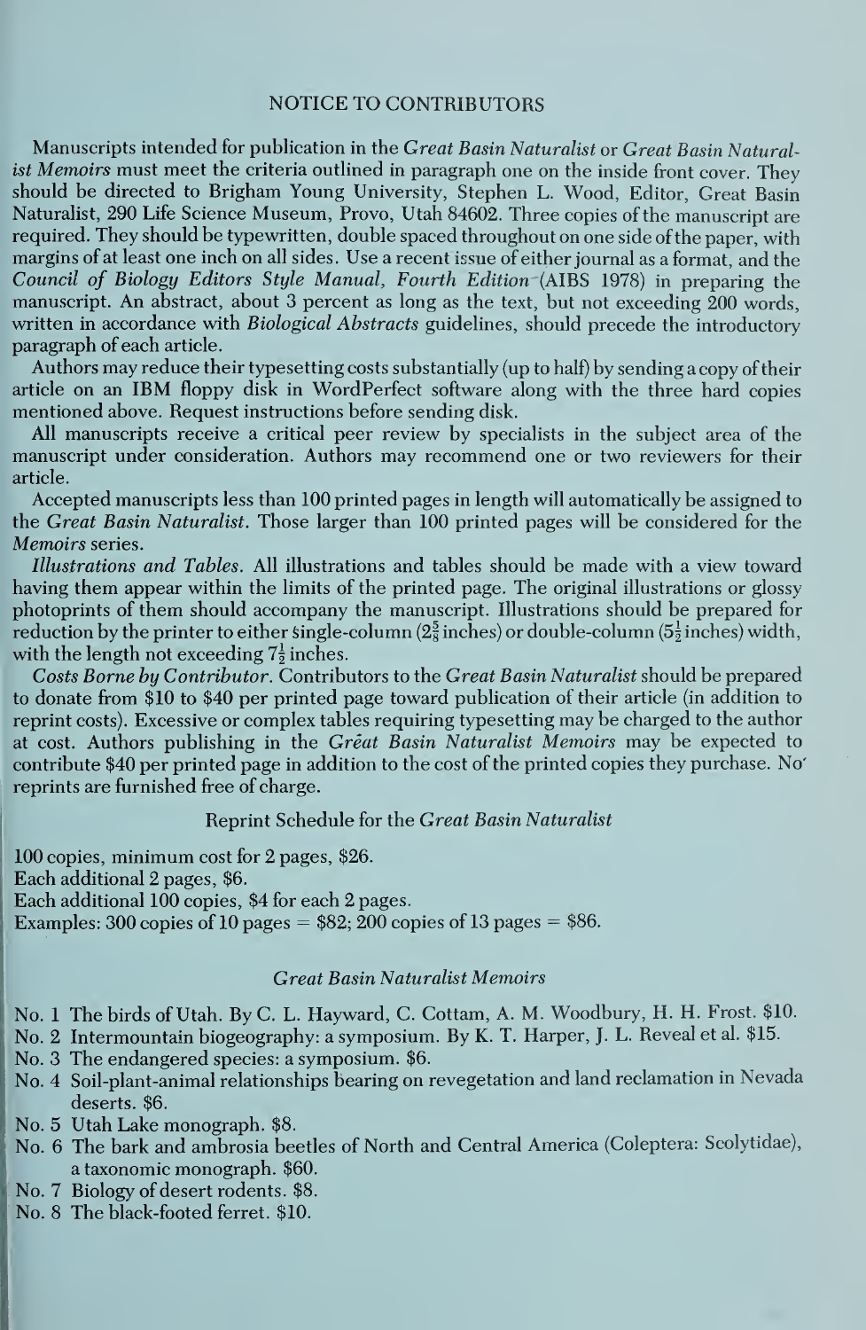## NOTICE TO CONTRIBUTORS

Manuscripts intended for publication in the *Great Basin Naturalist* or *Great Basin Naturalist Memoirs* must meet the criteria outlined in paragraph one on the inside front cover. They should be directed to Brigham Young University, Stephen L. Wood, Editor, Great Basin Naturalist, 290 Life Science Museum, Provo, Utah 84602. Three copies of the manuscript are required. They should be typewritten, double spaced throughout on one side of the paper, with margins of at least one inch on all sides. Use a recent issue of either journal as a format, and the *Council of Biology Editors Style Manual, Fourth Edition* (AIBS 1978) in preparing the manuscript. An abstract, about 3 percent as long as the text, but not exceeding 200 words, written in accordance with *Biological Abstracts* guidelines, should precede the introductory paragraph of each article.

Authors may reduce their typesetting costs substantially (up to half) by sending a copy of their article on an IBM floppy disk in WordPerfect software along with the three hard copies mentioned above. Request instructions before sending disk.

All manuscripts receive a critical peer review by specialists in the subject area of the manuscript under consideration. Authors may recommend one or two reviewers for their article.

Accepted manuscripts less than 100 printed pages in length will automatically be assigned to the *Great Basin Naturalist*. Those larger than 100 printed pages will be considered for the *Memoirs* series.

*Illustrations and Tables.* All illustrations and tables should be made with a view toward having them appear within the limits of the printed page. The original illustrations or glossy photoprints of them should accompany the manuscript. Illustrations should be prepared for reduction by the printer to either single-column ($2\frac{5}{8}$ inches) or double-column ($5\frac{1}{2}$ inches) width, with the length not exceeding $7\frac{1}{2}$ inches.

*Costs Borne by Contributor.* Contributors to the *Great Basin Naturalist* should be prepared to donate from $10 to $40 per printed page toward publication of their article (in addition to reprint costs). Excessive or complex tables requiring typesetting may be charged to the author at cost. Authors publishing in the *Great Basin Naturalist Memoirs* may be expected to contribute $40 per printed page in addition to the cost of the printed copies they purchase. No reprints are furnished free of charge.

### Reprint Schedule for the *Great Basin Naturalist*

100 copies, minimum cost for 2 pages, $26.
Each additional 2 pages, $6.
Each additional 100 copies, $4 for each 2 pages.
Examples: 300 copies of 10 pages = $82; 200 copies of 13 pages = $86.

### *Great Basin Naturalist Memoirs*

No. 1 The birds of Utah. By C. L. Hayward, C. Cottam, A. M. Woodbury, H. H. Frost. $10.
No. 2 Intermountain biogeography: a symposium. By K. T. Harper, J. L. Reveal et al. $15.
No. 3 The endangered species: a symposium. $6.
No. 4 Soil-plant-animal relationships bearing on revegetation and land reclamation in Nevada deserts. $6.
No. 5 Utah Lake monograph. $8.
No. 6 The bark and ambrosia beetles of North and Central America (Coleptera: Scolytidae), a taxonomic monograph. $60.
No. 7 Biology of desert rodents. $8.
No. 8 The black-footed ferret. $10.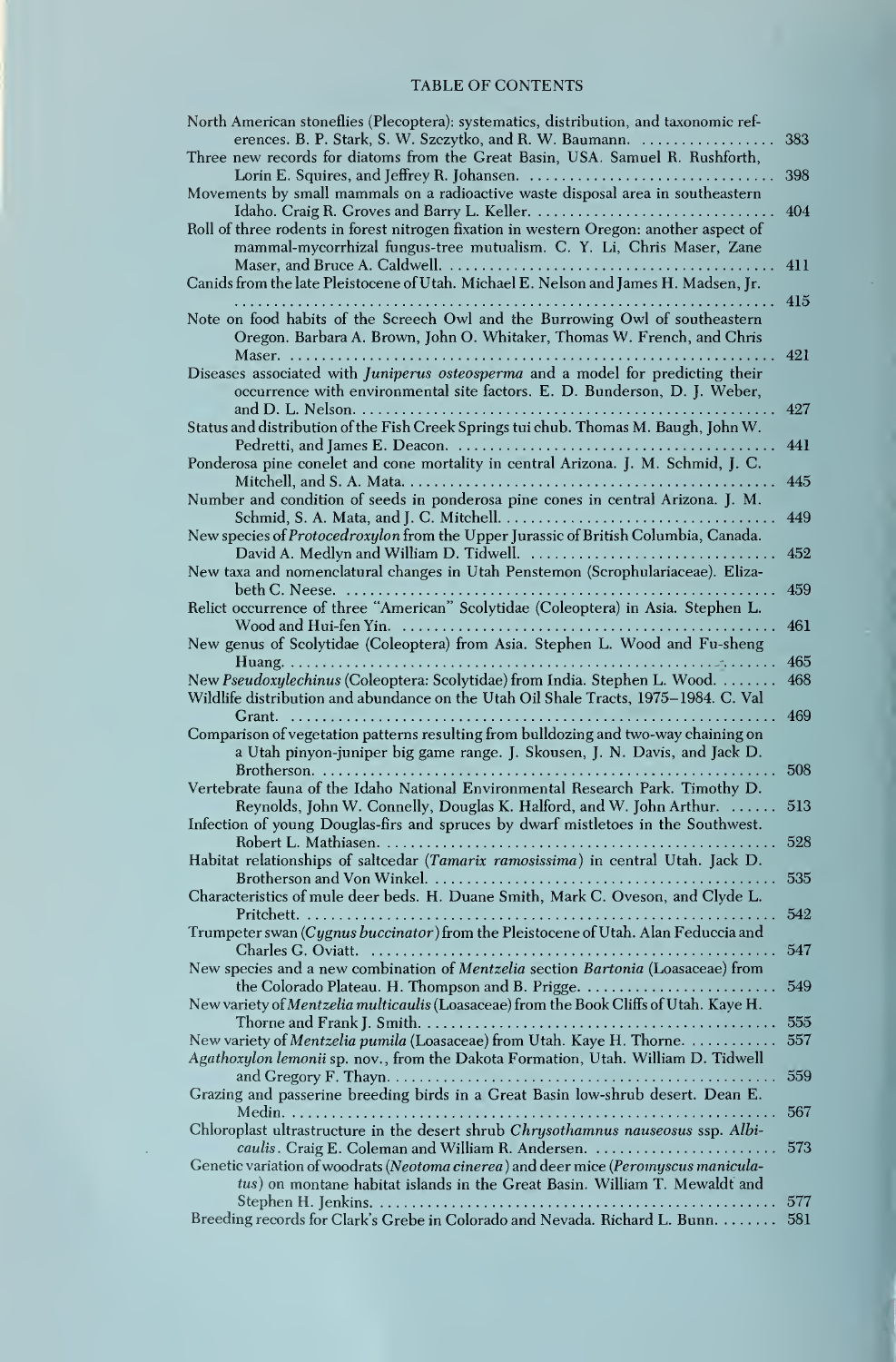# TABLE OF CONTENTS

North American stoneflies (Plecoptera): systematics, distribution, and taxonomic references. B. P. Stark, S. W. Szczytko, and R. W. Baumann. .................. 383

Three new records for diatoms from the Great Basin, USA. Samuel R. Rushforth, Lorin E. Squires, and Jeffrey R. Johansen. ................................ 398

Movements by small mammals on a radioactive waste disposal area in southeastern Idaho. Craig R. Groves and Barry L. Keller. ................................ 404

Roll of three rodents in forest nitrogen fixation in western Oregon: another aspect of mammal-mycorrhizal fungus-tree mutualism. C. Y. Li, Chris Maser, Zane Maser, and Bruce A. Caldwell. ................................ 411

Canids from the late Pleistocene of Utah. Michael E. Nelson and James H. Madsen, Jr. ................................ 415

Note on food habits of the Screech Owl and the Burrowing Owl of southeastern Oregon. Barbara A. Brown, John O. Whitaker, Thomas W. French, and Chris Maser. ................................ 421

Diseases associated with *Juniperus osteosperma* and a model for predicting their occurrence with environmental site factors. E. D. Bunderson, D. J. Weber, and D. L. Nelson. ................................ 427

Status and distribution of the Fish Creek Springs tui chub. Thomas M. Baugh, John W. Pedretti, and James E. Deacon. ................................ 441

Ponderosa pine conelet and cone mortality in central Arizona. J. M. Schmid, J. C. Mitchell, and S. A. Mata. ................................ 445

Number and condition of seeds in ponderosa pine cones in central Arizona. J. M. Schmid, S. A. Mata, and J. C. Mitchell. ................................ 449

New species of *Protocedroxylon* from the Upper Jurassic of British Columbia, Canada. David A. Medlyn and William D. Tidwell. ................................ 452

New taxa and nomenclatural changes in Utah Penstemon (Scrophulariaceae). Elizabeth C. Neese. ................................ 459

Relict occurrence of three "American" Scolytidae (Coleoptera) in Asia. Stephen L. Wood and Hui-fen Yin. ................................ 461

New genus of Scolytidae (Coleoptera) from Asia. Stephen L. Wood and Fu-sheng Huang. ................................ 465

New *Pseudoxylechinus* (Coleoptera: Scolytidae) from India. Stephen L. Wood. ........ 468

Wildlife distribution and abundance on the Utah Oil Shale Tracts, 1975–1984. C. Val Grant. ................................ 469

Comparison of vegetation patterns resulting from bulldozing and two-way chaining on a Utah pinyon-juniper big game range. J. Skousen, J. N. Davis, and Jack D. Brotherson. ................................ 508

Vertebrate fauna of the Idaho National Environmental Research Park. Timothy D. Reynolds, John W. Connelly, Douglas K. Halford, and W. John Arthur. ...... 513

Infection of young Douglas-firs and spruces by dwarf mistletoes in the Southwest. Robert L. Mathiasen. ................................ 528

Habitat relationships of saltcedar (*Tamarix ramosissima*) in central Utah. Jack D. Brotherson and Von Winkel. ................................ 535

Characteristics of mule deer beds. H. Duane Smith, Mark C. Oveson, and Clyde L. Pritchett. ................................ 542

Trumpeter swan (*Cygnus buccinator*) from the Pleistocene of Utah. Alan Feduccia and Charles G. Oviatt. ................................ 547

New species and a new combination of *Mentzelia* section *Bartonia* (Loasaceae) from the Colorado Plateau. H. Thompson and B. Prigge. ................................ 549

New variety of *Mentzelia multicaulis* (Loasaceae) from the Book Cliffs of Utah. Kaye H. Thorne and Frank J. Smith. ................................ 555

New variety of *Mentzelia pumila* (Loasaceae) from Utah. Kaye H. Thorne. ........... 557

*Agathoxylon lemonii* sp. nov., from the Dakota Formation, Utah. William D. Tidwell and Gregory F. Thayn. ................................ 559

Grazing and passerine breeding birds in a Great Basin low-shrub desert. Dean E. Medin. ................................ 567

Chloroplast ultrastructure in the desert shrub *Chrysothamnus nauseosus* ssp. *Albicaulis*. Craig E. Coleman and William R. Andersen. ................................ 573

Genetic variation of woodrats (*Neotoma cinerea*) and deer mice (*Peromyscus maniculatus*) on montane habitat islands in the Great Basin. William T. Mewaldt and Stephen H. Jenkins. ................................ 577

Breeding records for Clark's Grebe in Colorado and Nevada. Richard L. Bunn. ........ 581